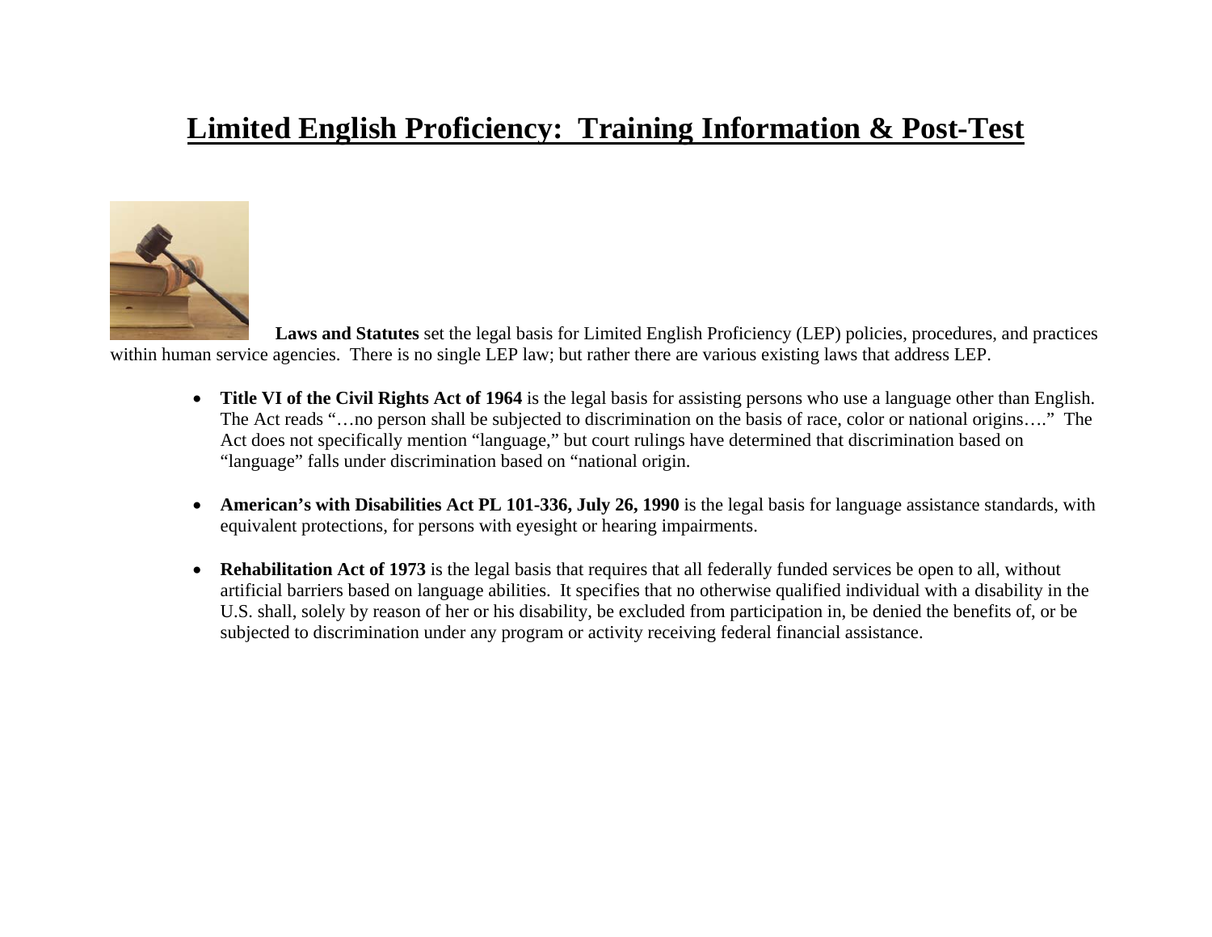# Limited English Proficiency: Training Information & Post-Test

**Laws and Statutes** set the legal basis for Limited English Proficiency (LEP) policies, procedures, and practices within human service agencies. There is no single LEP law; but rather there are various existing laws that address LEP.

- **Title VI of the Civil Rights Act of 1964** is the legal basis for assisting persons who use a language other than English. The Act reads "…no person shall be subjected to discrimination on the basis of race, color or national origins…." The Act does not specifically mention "language," but court rulings have determined that discrimination based on "language" falls under discrimination based on "national origin.

- **American's with Disabilities Act PL 101-336, July 26, 1990** is the legal basis for language assistance standards, with equivalent protections, for persons with eyesight or hearing impairments.

- **Rehabilitation Act of 1973** is the legal basis that requires that all federally funded services be open to all, without artificial barriers based on language abilities. It specifies that no otherwise qualified individual with a disability in the U.S. shall, solely by reason of her or his disability, be excluded from participation in, be denied the benefits of, or be subjected to discrimination under any program or activity receiving federal financial assistance.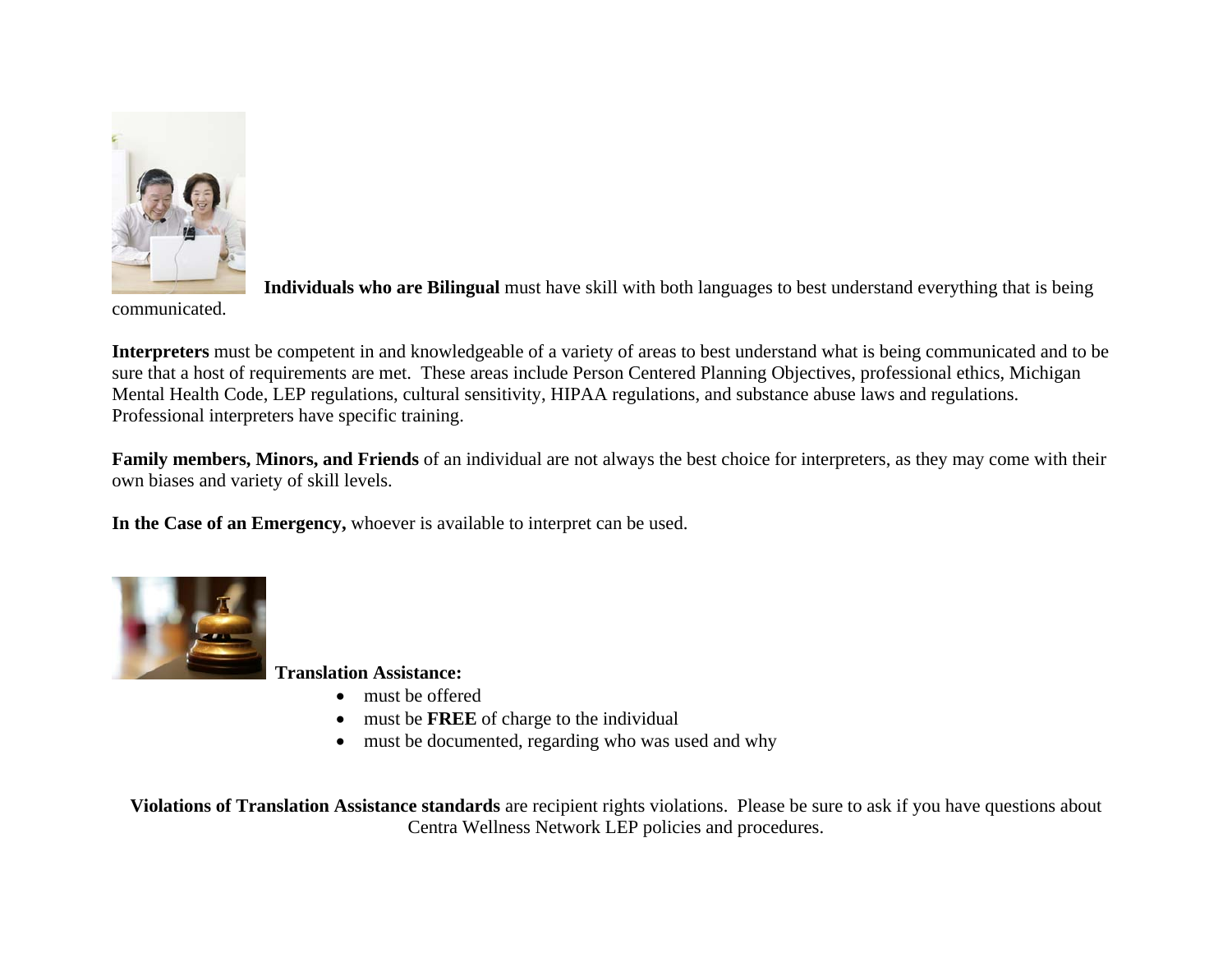**Individuals who are Bilingual** must have skill with both languages to best understand everything that is being communicated.

**Interpreters** must be competent in and knowledgeable of a variety of areas to best understand what is being communicated and to be sure that a host of requirements are met. These areas include Person Centered Planning Objectives, professional ethics, Michigan Mental Health Code, LEP regulations, cultural sensitivity, HIPAA regulations, and substance abuse laws and regulations. Professional interpreters have specific training.

**Family members, Minors, and Friends** of an individual are not always the best choice for interpreters, as they may come with their own biases and variety of skill levels.

**In the Case of an Emergency,** whoever is available to interpret can be used.

**Translation Assistance:**

- must be offered
- must be **FREE** of charge to the individual
- must be documented, regarding who was used and why

**Violations of Translation Assistance standards** are recipient rights violations. Please be sure to ask if you have questions about Centra Wellness Network LEP policies and procedures.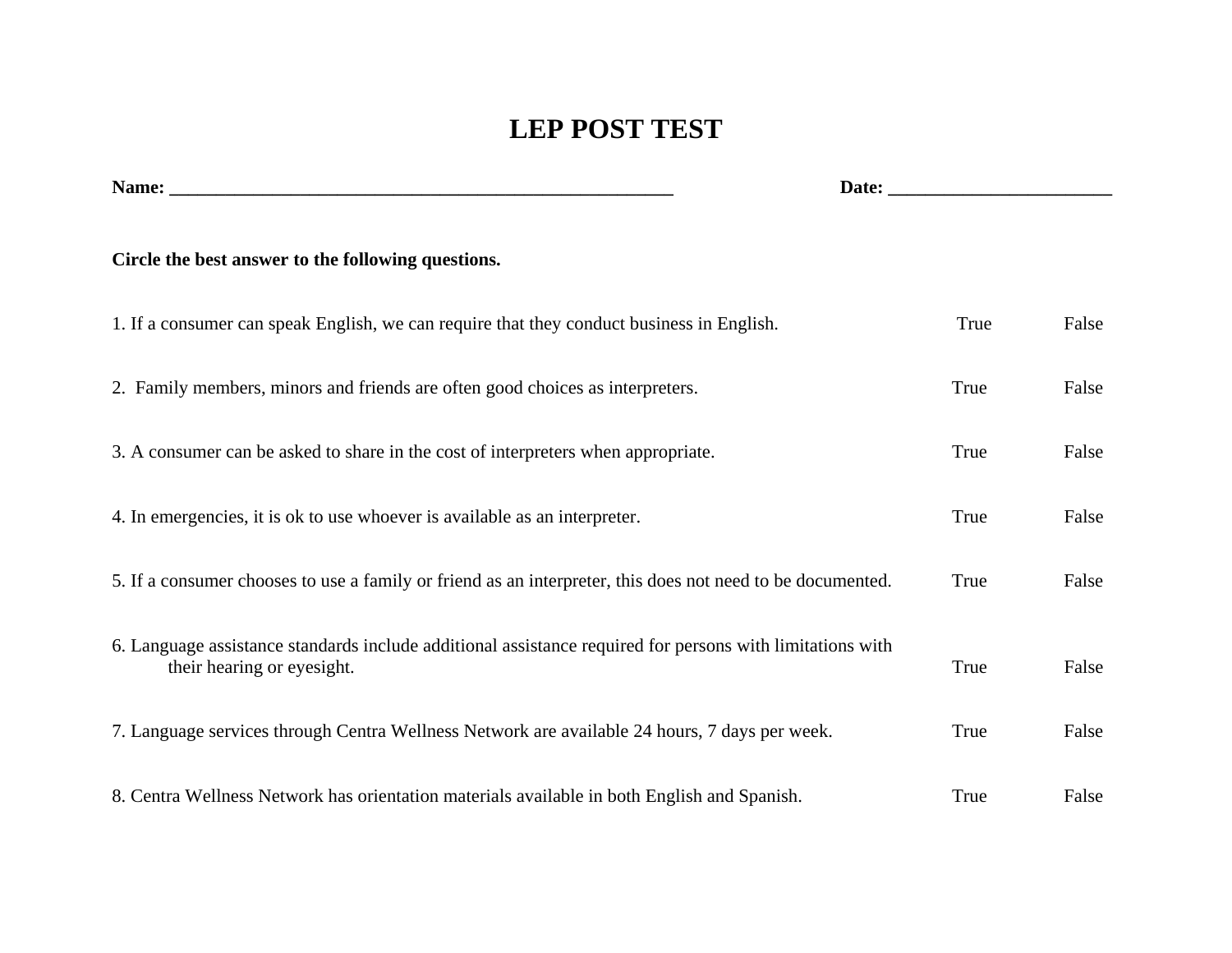# LEP POST TEST

**Name:** _______________________________________________________ **Date:** ________________________

**Circle the best answer to the following questions.**

1. If a consumer can speak English, we can require that they conduct business in English. True False

2. Family members, minors and friends are often good choices as interpreters. True False

3. A consumer can be asked to share in the cost of interpreters when appropriate. True False

4. In emergencies, it is ok to use whoever is available as an interpreter. True False

5. If a consumer chooses to use a family or friend as an interpreter, this does not need to be documented. True False

6. Language assistance standards include additional assistance required for persons with limitations with their hearing or eyesight. True False

7. Language services through Centra Wellness Network are available 24 hours, 7 days per week. True False

8. Centra Wellness Network has orientation materials available in both English and Spanish. True False